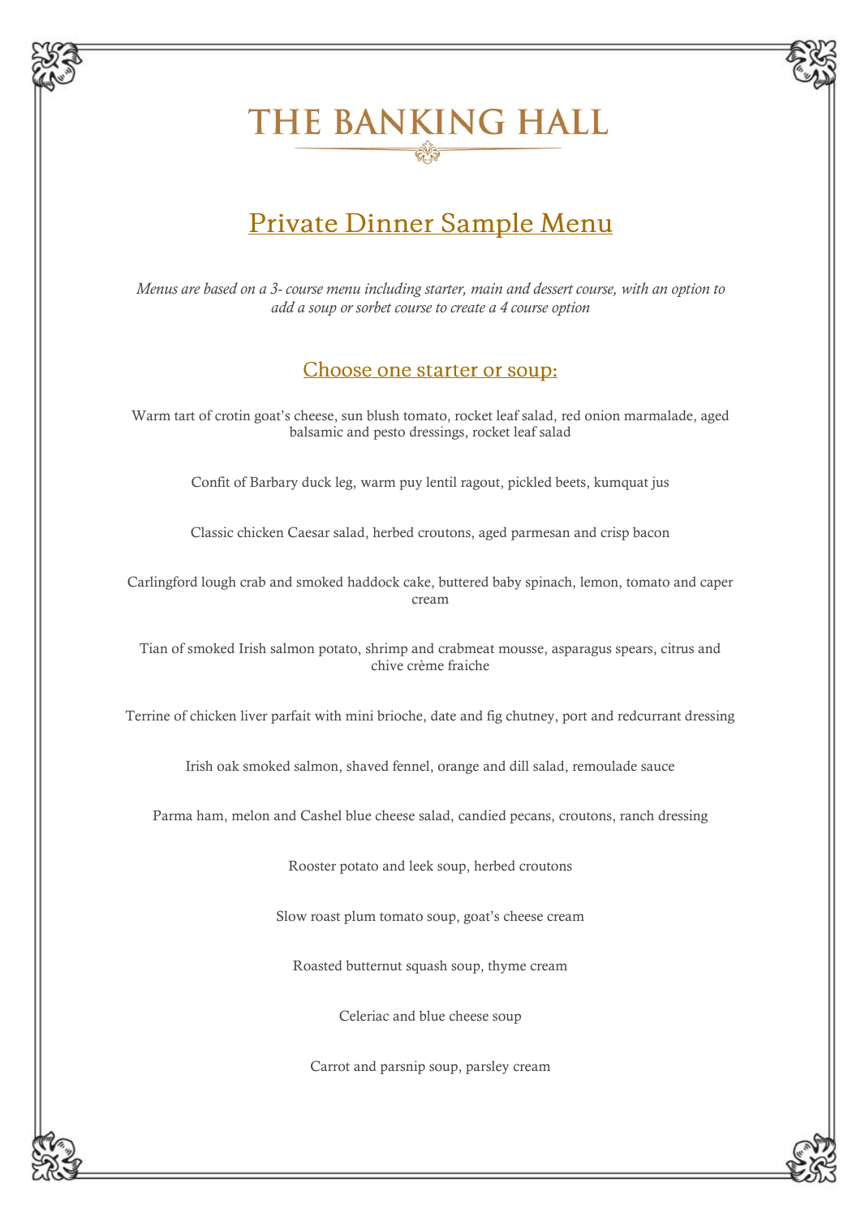# THE BANKING HALL

## Private Dinner Sample Menu

*Menus are based on a 3- course menu including starter, main and dessert course, with an option to add a soup or sorbet course to create a 4 course option*

### Choose one starter or soup:

Warm tart of crotin goat's cheese, sun blush tomato, rocket leaf salad, red onion marmalade, aged balsamic and pesto dressings, rocket leaf salad

Confit of Barbary duck leg, warm puy lentil ragout, pickled beets, kumquat jus

Classic chicken Caesar salad, herbed croutons, aged parmesan and crisp bacon

Carlingford lough crab and smoked haddock cake, buttered baby spinach, lemon, tomato and caper cream

Tian of smoked Irish salmon potato, shrimp and crabmeat mousse, asparagus spears, citrus and chive crème fraiche

Terrine of chicken liver parfait with mini brioche, date and fig chutney, port and redcurrant dressing

Irish oak smoked salmon, shaved fennel, orange and dill salad, remoulade sauce

Parma ham, melon and Cashel blue cheese salad, candied pecans, croutons, ranch dressing

Rooster potato and leek soup, herbed croutons

Slow roast plum tomato soup, goat's cheese cream

Roasted butternut squash soup, thyme cream

Celeriac and blue cheese soup

Carrot and parsnip soup, parsley cream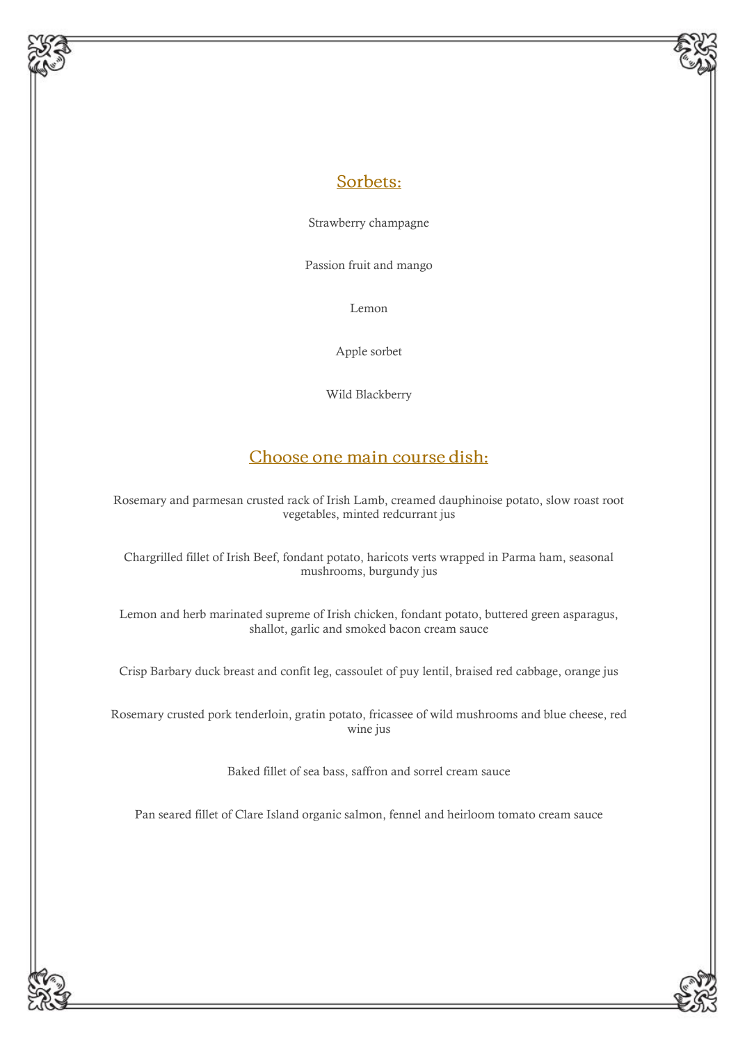## Sorbets:

Strawberry champagne

Passion fruit and mango

Lemon

Apple sorbet

Wild Blackberry

## Choose one main course dish:

Rosemary and parmesan crusted rack of Irish Lamb, creamed dauphinoise potato, slow roast root vegetables, minted redcurrant jus

Chargrilled fillet of Irish Beef, fondant potato, haricots verts wrapped in Parma ham, seasonal mushrooms, burgundy jus

Lemon and herb marinated supreme of Irish chicken, fondant potato, buttered green asparagus, shallot, garlic and smoked bacon cream sauce

Crisp Barbary duck breast and confit leg, cassoulet of puy lentil, braised red cabbage, orange jus

Rosemary crusted pork tenderloin, gratin potato, fricassee of wild mushrooms and blue cheese, red wine jus

Baked fillet of sea bass, saffron and sorrel cream sauce

Pan seared fillet of Clare Island organic salmon, fennel and heirloom tomato cream sauce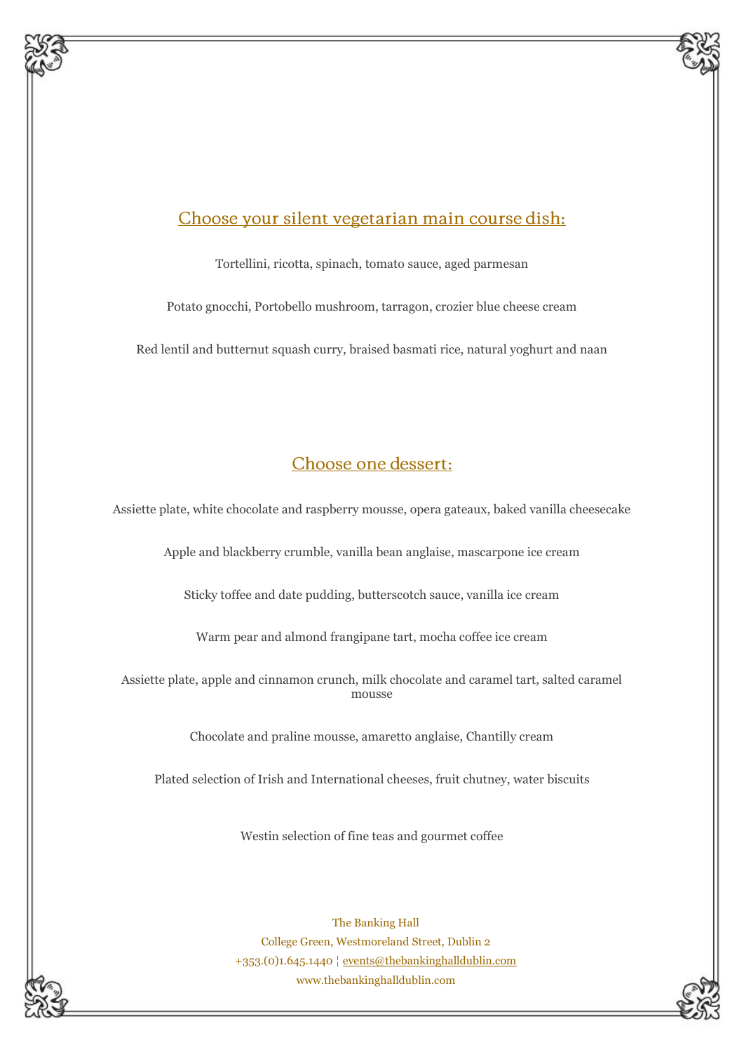## Choose your silent vegetarian main course dish:

Tortellini, ricotta, spinach, tomato sauce, aged parmesan

Potato gnocchi, Portobello mushroom, tarragon, crozier blue cheese cream

Red lentil and butternut squash curry, braised basmati rice, natural yoghurt and naan

## Choose one dessert:

Assiette plate, white chocolate and raspberry mousse, opera gateaux, baked vanilla cheesecake

Apple and blackberry crumble, vanilla bean anglaise, mascarpone ice cream

Sticky toffee and date pudding, butterscotch sauce, vanilla ice cream

Warm pear and almond frangipane tart, mocha coffee ice cream

Assiette plate, apple and cinnamon crunch, milk chocolate and caramel tart, salted caramel mousse

Chocolate and praline mousse, amaretto anglaise, Chantilly cream

Plated selection of Irish and International cheeses, fruit chutney, water biscuits

Westin selection of fine teas and gourmet coffee

The Banking Hall
College Green, Westmoreland Street, Dublin 2
+353.(0)1.645.1440 ¦ events@thebankinghalldublin.com
www.thebankinghalldublin.com